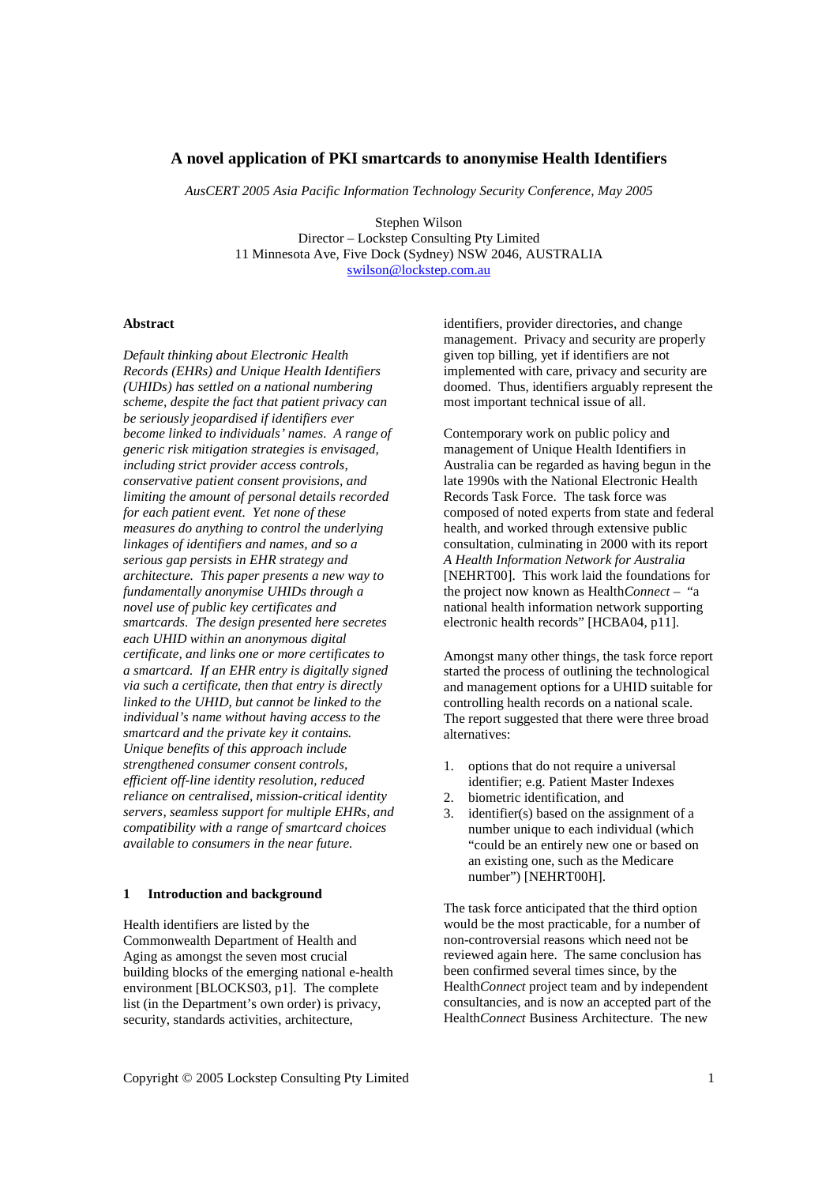# A novel application of PKI smartcards to anonymise Health Identifiers

*AusCERT 2005 Asia Pacific Information Technology Security Conference, May 2005*

Stephen Wilson
Director – Lockstep Consulting Pty Limited
11 Minnesota Ave, Five Dock (Sydney) NSW 2046, AUSTRALIA
swilson@lockstep.com.au

## Abstract

*Default thinking about Electronic Health Records (EHRs) and Unique Health Identifiers (UHIDs) has settled on a national numbering scheme, despite the fact that patient privacy can be seriously jeopardised if identifiers ever become linked to individuals' names. A range of generic risk mitigation strategies is envisaged, including strict provider access controls, conservative patient consent provisions, and limiting the amount of personal details recorded for each patient event. Yet none of these measures do anything to control the underlying linkages of identifiers and names, and so a serious gap persists in EHR strategy and architecture. This paper presents a new way to fundamentally anonymise UHIDs through a novel use of public key certificates and smartcards. The design presented here secretes each UHID within an anonymous digital certificate, and links one or more certificates to a smartcard. If an EHR entry is digitally signed via such a certificate, then that entry is directly linked to the UHID, but cannot be linked to the individual's name without having access to the smartcard and the private key it contains. Unique benefits of this approach include strengthened consumer consent controls, efficient off-line identity resolution, reduced reliance on centralised, mission-critical identity servers, seamless support for multiple EHRs, and compatibility with a range of smartcard choices available to consumers in the near future.*

## 1 Introduction and background

Health identifiers are listed by the Commonwealth Department of Health and Aging as amongst the seven most crucial building blocks of the emerging national e-health environment [BLOCKS03, p1]. The complete list (in the Department's own order) is privacy, security, standards activities, architecture, identifiers, provider directories, and change management. Privacy and security are properly given top billing, yet if identifiers are not implemented with care, privacy and security are doomed. Thus, identifiers arguably represent the most important technical issue of all.

Contemporary work on public policy and management of Unique Health Identifiers in Australia can be regarded as having begun in the late 1990s with the National Electronic Health Records Task Force. The task force was composed of noted experts from state and federal health, and worked through extensive public consultation, culminating in 2000 with its report *A Health Information Network for Australia* [NEHRT00]. This work laid the foundations for the project now known as Health*Connect* – "a national health information network supporting electronic health records" [HCBA04, p11].

Amongst many other things, the task force report started the process of outlining the technological and management options for a UHID suitable for controlling health records on a national scale. The report suggested that there were three broad alternatives:

1. options that do not require a universal identifier; e.g. Patient Master Indexes
2. biometric identification, and
3. identifier(s) based on the assignment of a number unique to each individual (which "could be an entirely new one or based on an existing one, such as the Medicare number") [NEHRT00H].

The task force anticipated that the third option would be the most practicable, for a number of non-controversial reasons which need not be reviewed again here. The same conclusion has been confirmed several times since, by the Health*Connect* project team and by independent consultancies, and is now an accepted part of the Health*Connect* Business Architecture. The new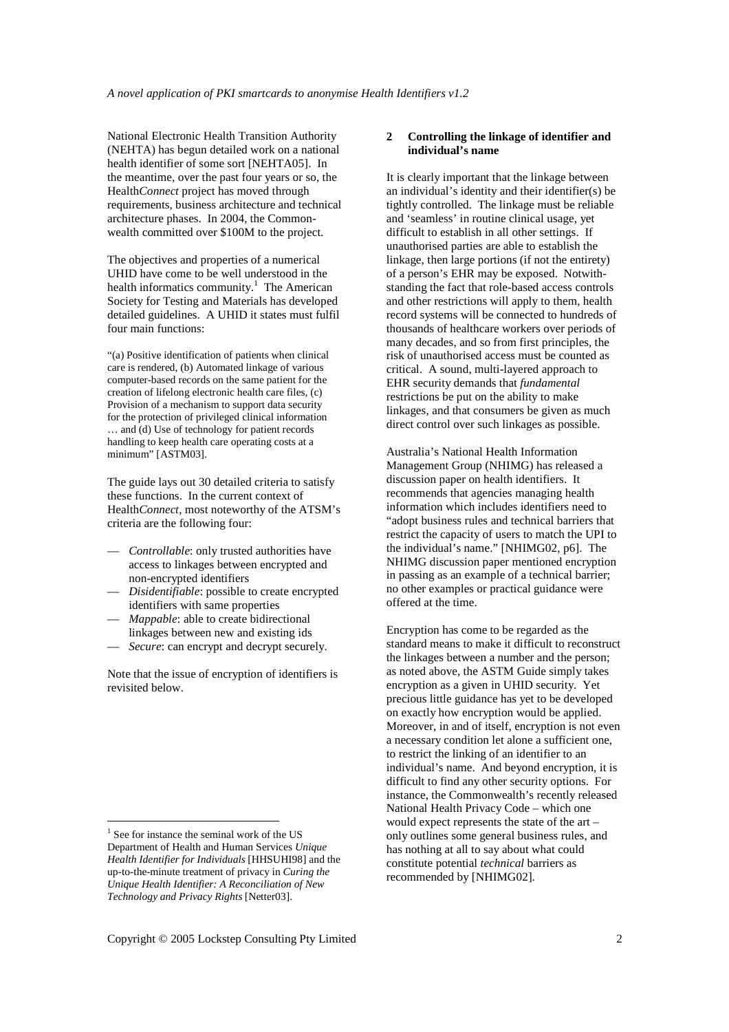National Electronic Health Transition Authority (NEHTA) has begun detailed work on a national health identifier of some sort [NEHTA05]. In the meantime, over the past four years or so, the Health*Connect* project has moved through requirements, business architecture and technical architecture phases. In 2004, the Commonwealth committed over $100M to the project.

The objectives and properties of a numerical UHID have come to be well understood in the health informatics community.[1] The American Society for Testing and Materials has developed detailed guidelines. A UHID it states must fulfil four main functions:

"(a) Positive identification of patients when clinical care is rendered, (b) Automated linkage of various computer-based records on the same patient for the creation of lifelong electronic health care files, (c) Provision of a mechanism to support data security for the protection of privileged clinical information … and (d) Use of technology for patient records handling to keep health care operating costs at a minimum" [ASTM03].

The guide lays out 30 detailed criteria to satisfy these functions. In the current context of Health*Connect*, most noteworthy of the ATSM's criteria are the following four:

- *Controllable*: only trusted authorities have access to linkages between encrypted and non-encrypted identifiers
- *Disidentifiable*: possible to create encrypted identifiers with same properties
- *Mappable*: able to create bidirectional linkages between new and existing ids
- *Secure*: can encrypt and decrypt securely.

Note that the issue of encryption of identifiers is revisited below.

## 2 Controlling the linkage of identifier and individual's name

It is clearly important that the linkage between an individual's identity and their identifier(s) be tightly controlled. The linkage must be reliable and 'seamless' in routine clinical usage, yet difficult to establish in all other settings. If unauthorised parties are able to establish the linkage, then large portions (if not the entirety) of a person's EHR may be exposed. Notwithstanding the fact that role-based access controls and other restrictions will apply to them, health record systems will be connected to hundreds of thousands of healthcare workers over periods of many decades, and so from first principles, the risk of unauthorised access must be counted as critical. A sound, multi-layered approach to EHR security demands that *fundamental* restrictions be put on the ability to make linkages, and that consumers be given as much direct control over such linkages as possible.

Australia's National Health Information Management Group (NHIMG) has released a discussion paper on health identifiers. It recommends that agencies managing health information which includes identifiers need to "adopt business rules and technical barriers that restrict the capacity of users to match the UPI to the individual's name." [NHIMG02, p6]. The NHIMG discussion paper mentioned encryption in passing as an example of a technical barrier; no other examples or practical guidance were offered at the time.

Encryption has come to be regarded as the standard means to make it difficult to reconstruct the linkages between a number and the person; as noted above, the ASTM Guide simply takes encryption as a given in UHID security. Yet precious little guidance has yet to be developed on exactly how encryption would be applied. Moreover, in and of itself, encryption is not even a necessary condition let alone a sufficient one, to restrict the linking of an identifier to an individual's name. And beyond encryption, it is difficult to find any other security options. For instance, the Commonwealth's recently released National Health Privacy Code – which one would expect represents the state of the art – only outlines some general business rules, and has nothing at all to say about what could constitute potential *technical* barriers as recommended by [NHIMG02].

[1] See for instance the seminal work of the US Department of Health and Human Services *Unique Health Identifier for Individuals* [HHSUHI98] and the up-to-the-minute treatment of privacy in *Curing the Unique Health Identifier: A Reconciliation of New Technology and Privacy Rights* [Netter03].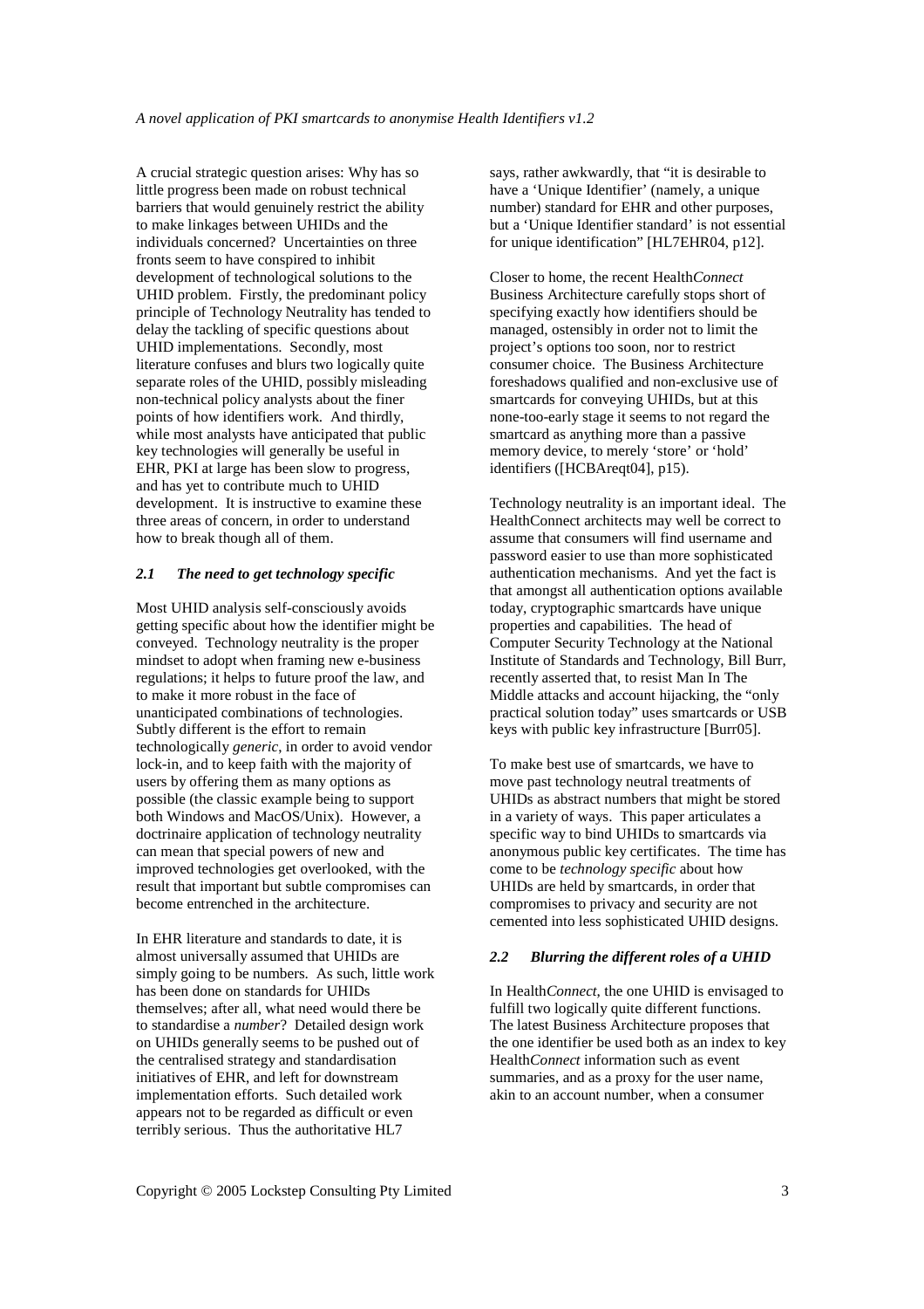A crucial strategic question arises: Why has so little progress been made on robust technical barriers that would genuinely restrict the ability to make linkages between UHIDs and the individuals concerned? Uncertainties on three fronts seem to have conspired to inhibit development of technological solutions to the UHID problem. Firstly, the predominant policy principle of Technology Neutrality has tended to delay the tackling of specific questions about UHID implementations. Secondly, most literature confuses and blurs two logically quite separate roles of the UHID, possibly misleading non-technical policy analysts about the finer points of how identifiers work. And thirdly, while most analysts have anticipated that public key technologies will generally be useful in EHR, PKI at large has been slow to progress, and has yet to contribute much to UHID development. It is instructive to examine these three areas of concern, in order to understand how to break though all of them.

### *2.1 The need to get technology specific*

Most UHID analysis self-consciously avoids getting specific about how the identifier might be conveyed. Technology neutrality is the proper mindset to adopt when framing new e-business regulations; it helps to future proof the law, and to make it more robust in the face of unanticipated combinations of technologies. Subtly different is the effort to remain technologically *generic*, in order to avoid vendor lock-in, and to keep faith with the majority of users by offering them as many options as possible (the classic example being to support both Windows and MacOS/Unix). However, a doctrinaire application of technology neutrality can mean that special powers of new and improved technologies get overlooked, with the result that important but subtle compromises can become entrenched in the architecture.

In EHR literature and standards to date, it is almost universally assumed that UHIDs are simply going to be numbers. As such, little work has been done on standards for UHIDs themselves; after all, what need would there be to standardise a *number*? Detailed design work on UHIDs generally seems to be pushed out of the centralised strategy and standardisation initiatives of EHR, and left for downstream implementation efforts. Such detailed work appears not to be regarded as difficult or even terribly serious. Thus the authoritative HL7 says, rather awkwardly, that "it is desirable to have a 'Unique Identifier' (namely, a unique number) standard for EHR and other purposes, but a 'Unique Identifier standard' is not essential for unique identification" [HL7EHR04, p12].

Closer to home, the recent Health*Connect* Business Architecture carefully stops short of specifying exactly how identifiers should be managed, ostensibly in order not to limit the project's options too soon, nor to restrict consumer choice. The Business Architecture foreshadows qualified and non-exclusive use of smartcards for conveying UHIDs, but at this none-too-early stage it seems to not regard the smartcard as anything more than a passive memory device, to merely 'store' or 'hold' identifiers ([HCBAreqt04], p15).

Technology neutrality is an important ideal. The HealthConnect architects may well be correct to assume that consumers will find username and password easier to use than more sophisticated authentication mechanisms. And yet the fact is that amongst all authentication options available today, cryptographic smartcards have unique properties and capabilities. The head of Computer Security Technology at the National Institute of Standards and Technology, Bill Burr, recently asserted that, to resist Man In The Middle attacks and account hijacking, the "only practical solution today" uses smartcards or USB keys with public key infrastructure [Burr05].

To make best use of smartcards, we have to move past technology neutral treatments of UHIDs as abstract numbers that might be stored in a variety of ways. This paper articulates a specific way to bind UHIDs to smartcards via anonymous public key certificates. The time has come to be *technology specific* about how UHIDs are held by smartcards, in order that compromises to privacy and security are not cemented into less sophisticated UHID designs.

### *2.2 Blurring the different roles of a UHID*

In Health*Connect*, the one UHID is envisaged to fulfill two logically quite different functions. The latest Business Architecture proposes that the one identifier be used both as an index to key Health*Connect* information such as event summaries, and as a proxy for the user name, akin to an account number, when a consumer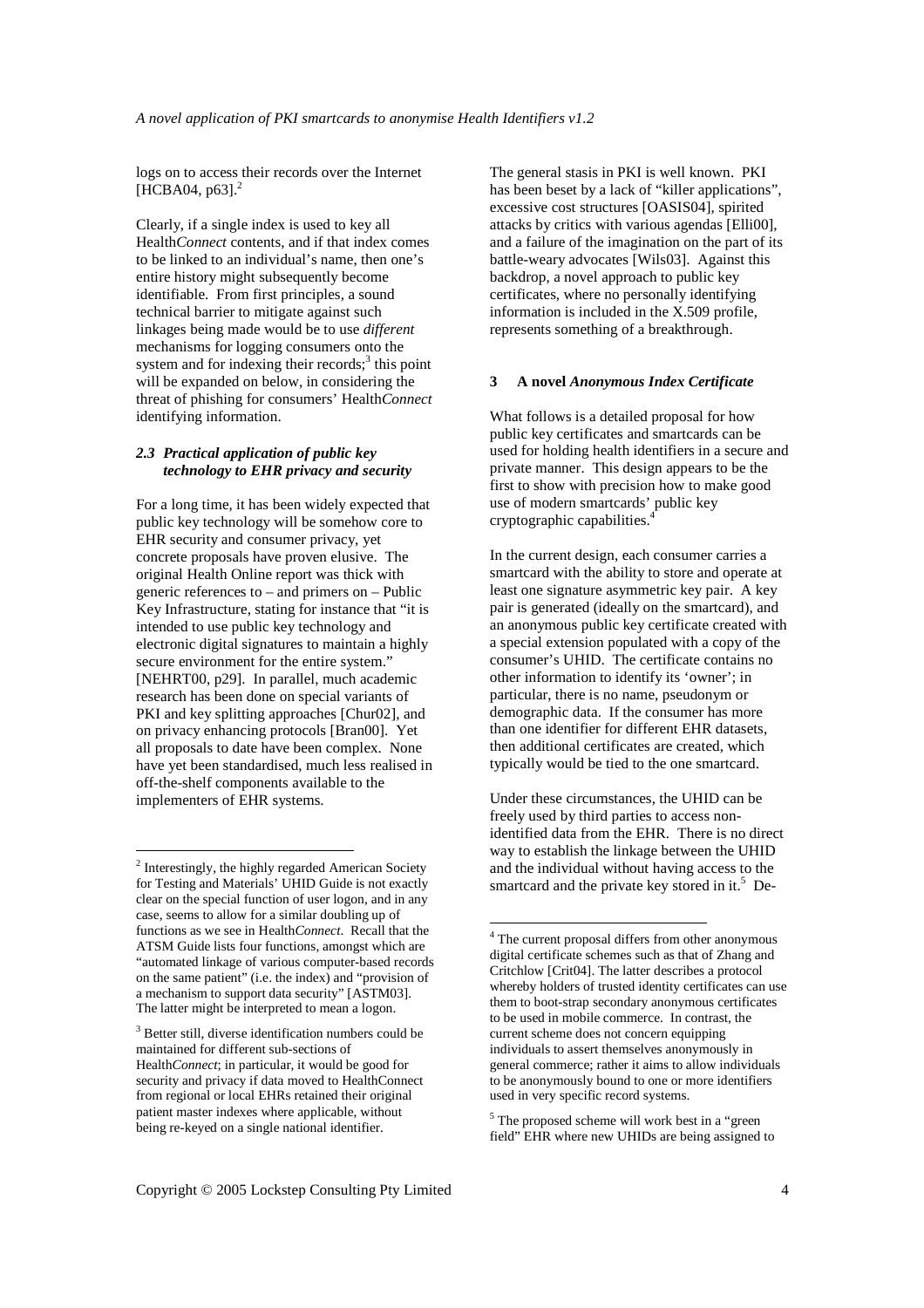logs on to access their records over the Internet [HCBA04, p63].[2]

Clearly, if a single index is used to key all Health*Connect* contents, and if that index comes to be linked to an individual's name, then one's entire history might subsequently become identifiable. From first principles, a sound technical barrier to mitigate against such linkages being made would be to use *different* mechanisms for logging consumers onto the system and for indexing their records;[3] this point will be expanded on below, in considering the threat of phishing for consumers' Health*Connect* identifying information.

### *2.3 Practical application of public key technology to EHR privacy and security*

For a long time, it has been widely expected that public key technology will be somehow core to EHR security and consumer privacy, yet concrete proposals have proven elusive. The original Health Online report was thick with generic references to – and primers on – Public Key Infrastructure, stating for instance that "it is intended to use public key technology and electronic digital signatures to maintain a highly secure environment for the entire system." [NEHRT00, p29]. In parallel, much academic research has been done on special variants of PKI and key splitting approaches [Chur02], and on privacy enhancing protocols [Bran00]. Yet all proposals to date have been complex. None have yet been standardised, much less realised in off-the-shelf components available to the implementers of EHR systems.

The general stasis in PKI is well known. PKI has been beset by a lack of "killer applications", excessive cost structures [OASIS04], spirited attacks by critics with various agendas [Elli00], and a failure of the imagination on the part of its battle-weary advocates [Wils03]. Against this backdrop, a novel approach to public key certificates, where no personally identifying information is included in the X.509 profile, represents something of a breakthrough.

## 3 A novel *Anonymous Index Certificate*

What follows is a detailed proposal for how public key certificates and smartcards can be used for holding health identifiers in a secure and private manner. This design appears to be the first to show with precision how to make good use of modern smartcards' public key cryptographic capabilities.[4]

In the current design, each consumer carries a smartcard with the ability to store and operate at least one signature asymmetric key pair. A key pair is generated (ideally on the smartcard), and an anonymous public key certificate created with a special extension populated with a copy of the consumer's UHID. The certificate contains no other information to identify its 'owner'; in particular, there is no name, pseudonym or demographic data. If the consumer has more than one identifier for different EHR datasets, then additional certificates are created, which typically would be tied to the one smartcard.

Under these circumstances, the UHID can be freely used by third parties to access non-identified data from the EHR. There is no direct way to establish the linkage between the UHID and the individual without having access to the smartcard and the private key stored in it.[5] De-

---

[2] Interestingly, the highly regarded American Society for Testing and Materials' UHID Guide is not exactly clear on the special function of user logon, and in any case, seems to allow for a similar doubling up of functions as we see in Health*Connect*. Recall that the ATSM Guide lists four functions, amongst which are "automated linkage of various computer-based records on the same patient" (i.e. the index) and "provision of a mechanism to support data security" [ASTM03]. The latter might be interpreted to mean a logon.

[3] Better still, diverse identification numbers could be maintained for different sub-sections of Health*Connect*; in particular, it would be good for security and privacy if data moved to HealthConnect from regional or local EHRs retained their original patient master indexes where applicable, without being re-keyed on a single national identifier.

[4] The current proposal differs from other anonymous digital certificate schemes such as that of Zhang and Critchlow [Crit04]. The latter describes a protocol whereby holders of trusted identity certificates can use them to boot-strap secondary anonymous certificates to be used in mobile commerce. In contrast, the current scheme does not concern equipping individuals to assert themselves anonymously in general commerce; rather it aims to allow individuals to be anonymously bound to one or more identifiers used in very specific record systems.

[5] The proposed scheme will work best in a "green field" EHR where new UHIDs are being assigned to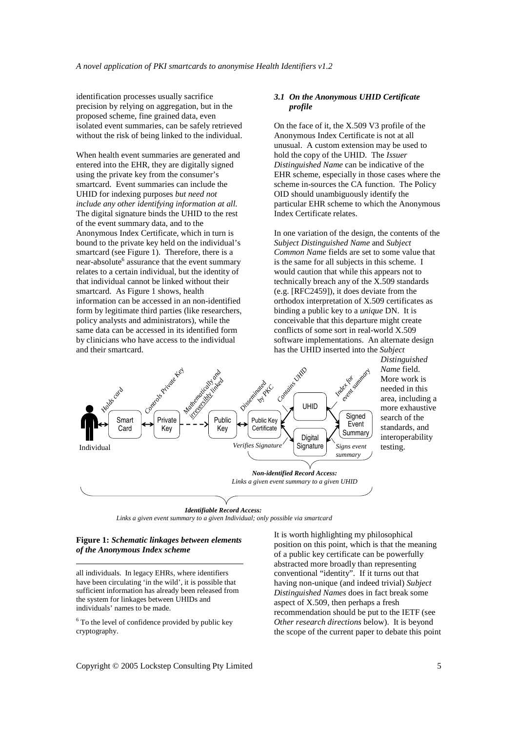identification processes usually sacrifice precision by relying on aggregation, but in the proposed scheme, fine grained data, even isolated event summaries, can be safely retrieved without the risk of being linked to the individual.

When health event summaries are generated and entered into the EHR, they are digitally signed using the private key from the consumer's smartcard. Event summaries can include the UHID for indexing purposes *but need not include any other identifying information at all.* The digital signature binds the UHID to the rest of the event summary data, and to the Anonymous Index Certificate, which in turn is bound to the private key held on the individual's smartcard (see Figure 1). Therefore, there is a near-absolute[6] assurance that the event summary relates to a certain individual, but the identity of that individual cannot be linked without their smartcard. As Figure 1 shows, health information can be accessed in an non-identified form by legitimate third parties (like researchers, policy analysts and administrators), while the same data can be accessed in its identified form by clinicians who have access to the individual and their smartcard.

Individual — *Holds card* — Smart Card — *Controls Private Key* — Private Key — *Mathematically and irreversibly linked* — Public Key — *Disseminated by PKC* — Public Key Certificate — *Contains UHID* — UHID — *Index for event summary* — Signed Event Summary

Public Key Certificate — *Verifies Signature* — Digital Signature — *Signs event summary* — Signed Event Summary

***Non-identified Record Access:*** *Links a given event summary to a given UHID*

***Identifiable Record Access:*** *Links a given event summary to a given Individual; only possible via smartcard*

**Figure 1:** ***Schematic linkages between elements of the Anonymous Index scheme***

### *3.1 On the Anonymous UHID Certificate profile*

On the face of it, the X.509 V3 profile of the Anonymous Index Certificate is not at all unusual. A custom extension may be used to hold the copy of the UHID. The *Issuer Distinguished Name* can be indicative of the EHR scheme, especially in those cases where the scheme in-sources the CA function. The Policy OID should unambiguously identify the particular EHR scheme to which the Anonymous Index Certificate relates.

In one variation of the design, the contents of the *Subject Distinguished Name* and *Subject Common Name* fields are set to some value that is the same for all subjects in this scheme. I would caution that while this appears not to technically breach any of the X.509 standards (e.g. [RFC2459]), it does deviate from the orthodox interpretation of X.509 certificates as binding a public key to a *unique* DN. It is conceivable that this departure might create conflicts of some sort in real-world X.509 software implementations. An alternate design has the UHID inserted into the *Subject Distinguished Name* field. More work is needed in this area, including a more exhaustive search of the standards, and interoperability testing.

It is worth highlighting my philosophical position on this point, which is that the meaning of a public key certificate can be powerfully abstracted more broadly than representing conventional "identity". If it turns out that having non-unique (and indeed trivial) *Subject Distinguished Names* does in fact break some aspect of X.509, then perhaps a fresh recommendation should be put to the IETF (see *Other research directions* below). It is beyond the scope of the current paper to debate this point

---

all individuals. In legacy EHRs, where identifiers have been circulating 'in the wild', it is possible that sufficient information has already been released from the system for linkages between UHIDs and individuals' names to be made.

[6] To the level of confidence provided by public key cryptography.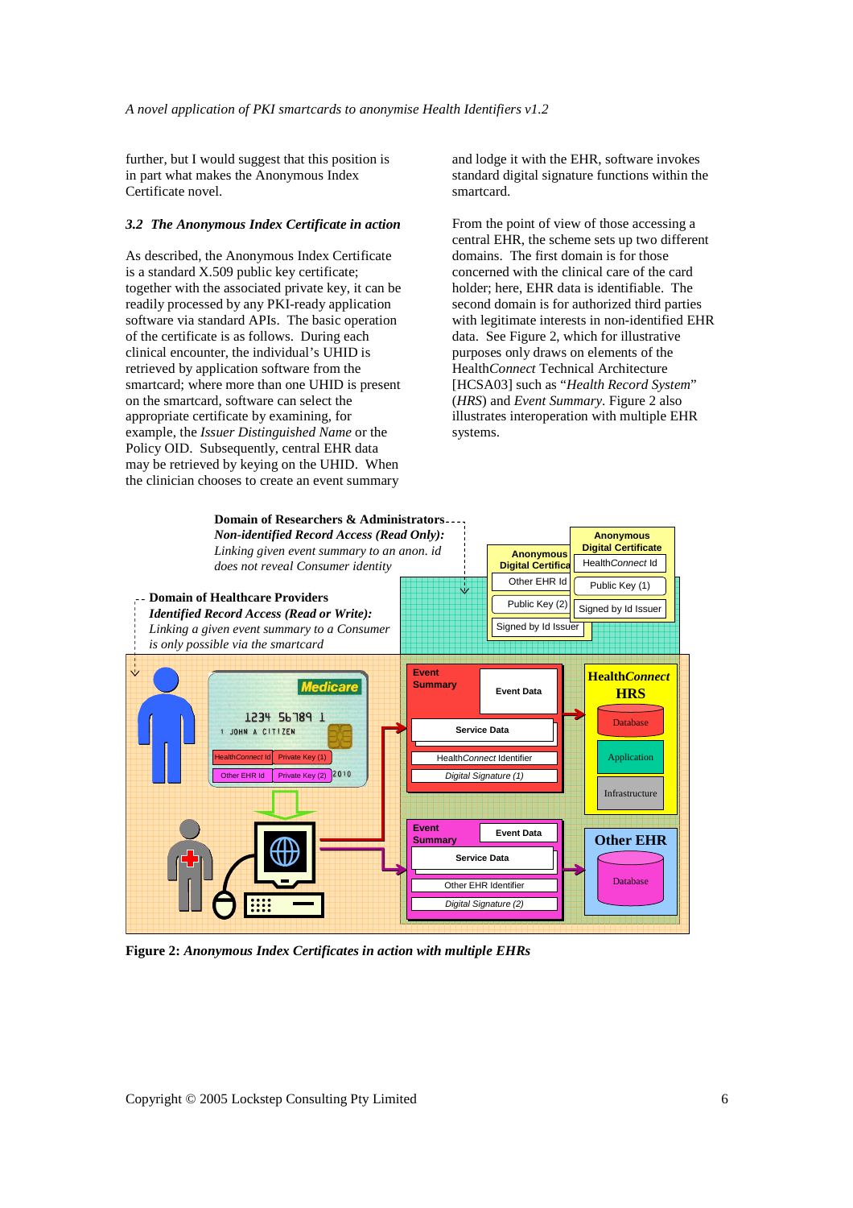further, but I would suggest that this position is in part what makes the Anonymous Index Certificate novel.

### *3.2 The Anonymous Index Certificate in action*

As described, the Anonymous Index Certificate is a standard X.509 public key certificate; together with the associated private key, it can be readily processed by any PKI-ready application software via standard APIs. The basic operation of the certificate is as follows. During each clinical encounter, the individual's UHID is retrieved by application software from the smartcard; where more than one UHID is present on the smartcard, software can select the appropriate certificate by examining, for example, the *Issuer Distinguished Name* or the Policy OID. Subsequently, central EHR data may be retrieved by keying on the UHID. When the clinician chooses to create an event summary and lodge it with the EHR, software invokes standard digital signature functions within the smartcard.

From the point of view of those accessing a central EHR, the scheme sets up two different domains. The first domain is for those concerned with the clinical care of the card holder; here, EHR data is identifiable. The second domain is for authorized third parties with legitimate interests in non-identified EHR data. See Figure 2, which for illustrative purposes only draws on elements of the Health*Connect* Technical Architecture [HCSA03] such as "*Health Record System*" (*HRS*) and *Event Summary*. Figure 2 also illustrates interoperation with multiple EHR systems.

**Domain of Researchers & Administrators**
***Non-identified Record Access (Read Only):***
*Linking given event summary to an anon. id does not reveal Consumer identity*

**Domain of Healthcare Providers**
***Identified Record Access (Read or Write):***
*Linking a given event summary to a Consumer is only possible via the smartcard*

Anonymous Digital Certificate: Other EHR Id; Public Key (2); Signed by Id Issuer

Anonymous Digital Certificate: Health*Connect* Id; Public Key (1); Signed by Id Issuer

Medicare card: 1234 56789 1; 1 JOHN A CITIZEN; 2010; Health*Connect* Id; Private Key (1); Other EHR Id; Private Key (2)

Event Summary: Event Data; Service Data; Health*Connect* Identifier; Digital Signature (1)

Event Summary: Event Data; Service Data; Other EHR Identifier; Digital Signature (2)

Health*Connect* HRS: Database; Application; Infrastructure

Other EHR: Database

**Figure 2:** ***Anonymous Index Certificates in action with multiple EHRs***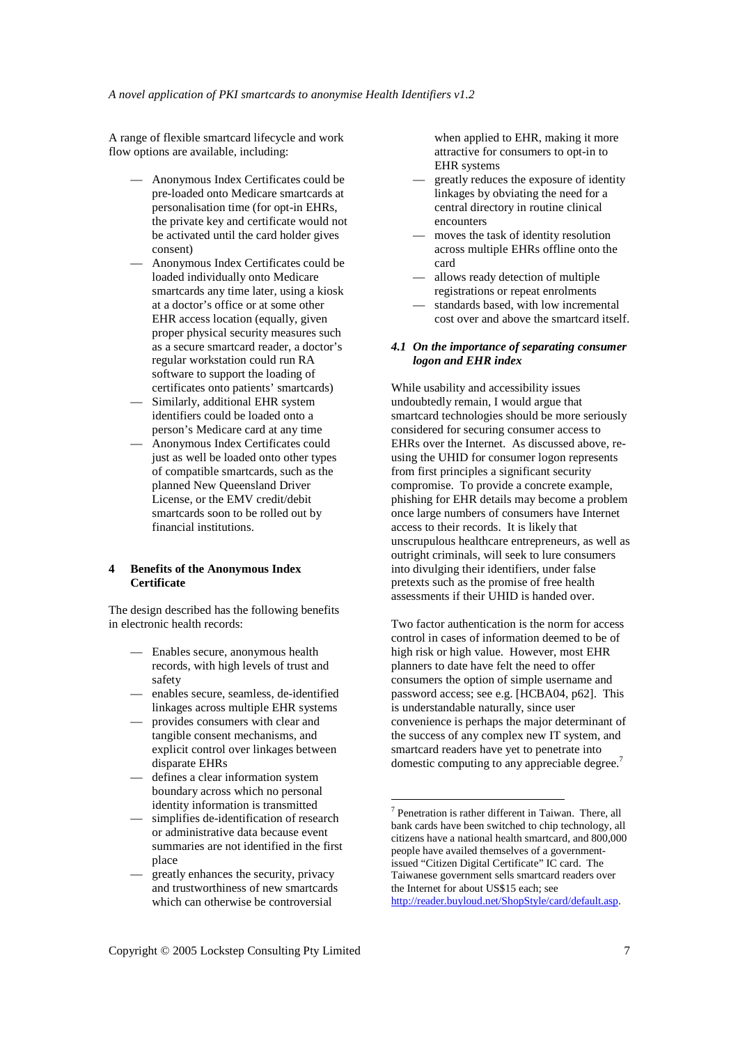A range of flexible smartcard lifecycle and work flow options are available, including:

- Anonymous Index Certificates could be pre-loaded onto Medicare smartcards at personalisation time (for opt-in EHRs, the private key and certificate would not be activated until the card holder gives consent)
- Anonymous Index Certificates could be loaded individually onto Medicare smartcards any time later, using a kiosk at a doctor's office or at some other EHR access location (equally, given proper physical security measures such as a secure smartcard reader, a doctor's regular workstation could run RA software to support the loading of certificates onto patients' smartcards)
- Similarly, additional EHR system identifiers could be loaded onto a person's Medicare card at any time
- Anonymous Index Certificates could just as well be loaded onto other types of compatible smartcards, such as the planned New Queensland Driver License, or the EMV credit/debit smartcards soon to be rolled out by financial institutions.

## 4 Benefits of the Anonymous Index Certificate

The design described has the following benefits in electronic health records:

- Enables secure, anonymous health records, with high levels of trust and safety
- enables secure, seamless, de-identified linkages across multiple EHR systems
- provides consumers with clear and tangible consent mechanisms, and explicit control over linkages between disparate EHRs
- defines a clear information system boundary across which no personal identity information is transmitted
- simplifies de-identification of research or administrative data because event summaries are not identified in the first place
- greatly enhances the security, privacy and trustworthiness of new smartcards which can otherwise be controversial when applied to EHR, making it more attractive for consumers to opt-in to EHR systems
- greatly reduces the exposure of identity linkages by obviating the need for a central directory in routine clinical encounters
- moves the task of identity resolution across multiple EHRs offline onto the card
- allows ready detection of multiple registrations or repeat enrolments
- standards based, with low incremental cost over and above the smartcard itself.

### *4.1 On the importance of separating consumer logon and EHR index*

While usability and accessibility issues undoubtedly remain, I would argue that smartcard technologies should be more seriously considered for securing consumer access to EHRs over the Internet. As discussed above, re-using the UHID for consumer logon represents from first principles a significant security compromise. To provide a concrete example, phishing for EHR details may become a problem once large numbers of consumers have Internet access to their records. It is likely that unscrupulous healthcare entrepreneurs, as well as outright criminals, will seek to lure consumers into divulging their identifiers, under false pretexts such as the promise of free health assessments if their UHID is handed over.

Two factor authentication is the norm for access control in cases of information deemed to be of high risk or high value. However, most EHR planners to date have felt the need to offer consumers the option of simple username and password access; see e.g. [HCBA04, p62]. This is understandable naturally, since user convenience is perhaps the major determinant of the success of any complex new IT system, and smartcard readers have yet to penetrate into domestic computing to any appreciable degree.[7]

---

[7] Penetration is rather different in Taiwan. There, all bank cards have been switched to chip technology, all citizens have a national health smartcard, and 800,000 people have availed themselves of a government-issued "Citizen Digital Certificate" IC card. The Taiwanese government sells smartcard readers over the Internet for about US$15 each; see http://reader.buyloud.net/ShopStyle/card/default.asp.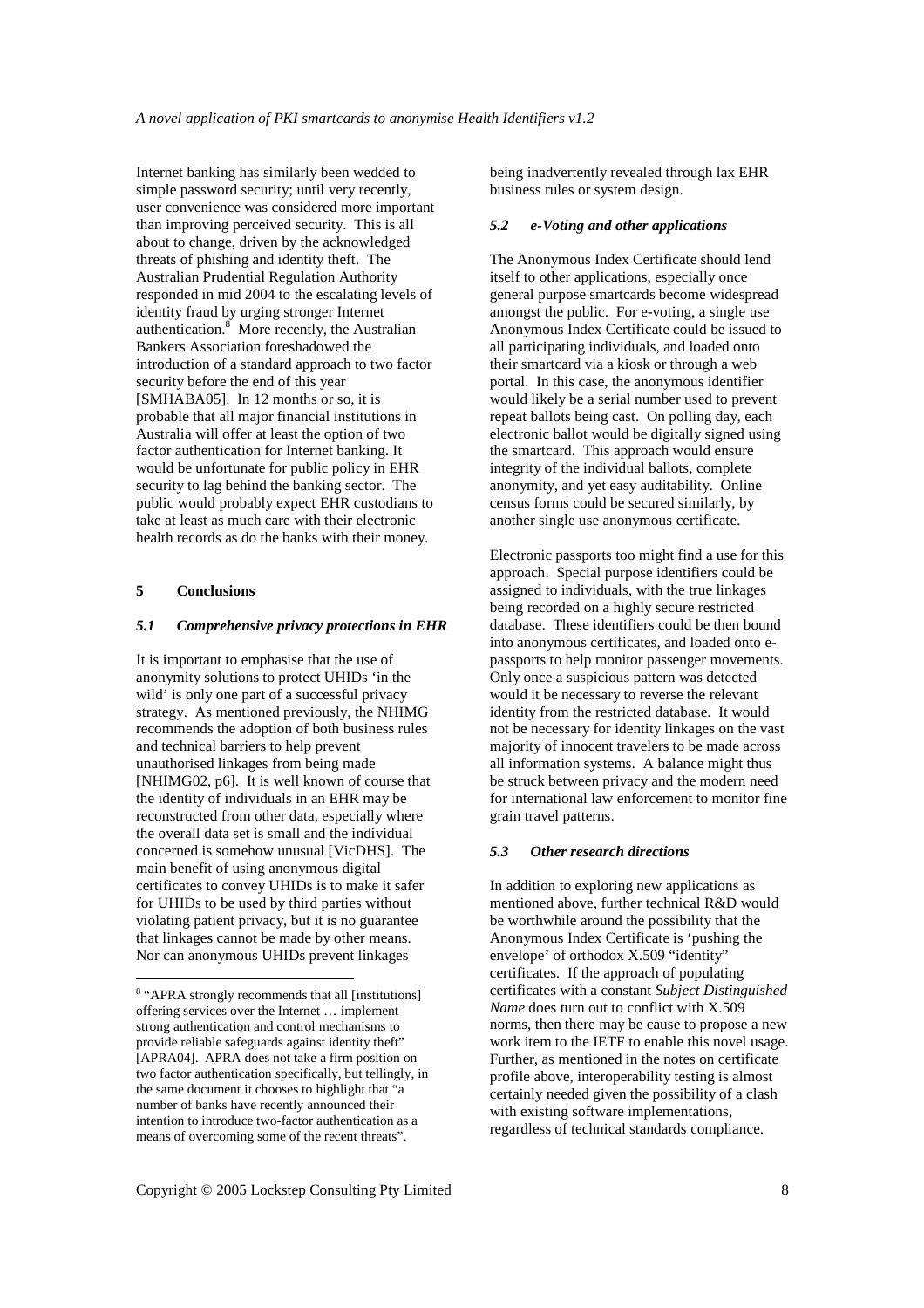Internet banking has similarly been wedded to simple password security; until very recently, user convenience was considered more important than improving perceived security. This is all about to change, driven by the acknowledged threats of phishing and identity theft. The Australian Prudential Regulation Authority responded in mid 2004 to the escalating levels of identity fraud by urging stronger Internet authentication.[8] More recently, the Australian Bankers Association foreshadowed the introduction of a standard approach to two factor security before the end of this year [SMHABA05]. In 12 months or so, it is probable that all major financial institutions in Australia will offer at least the option of two factor authentication for Internet banking. It would be unfortunate for public policy in EHR security to lag behind the banking sector. The public would probably expect EHR custodians to take at least as much care with their electronic health records as do the banks with their money.

## 5 Conclusions

### *5.1 Comprehensive privacy protections in EHR*

It is important to emphasise that the use of anonymity solutions to protect UHIDs 'in the wild' is only one part of a successful privacy strategy. As mentioned previously, the NHIMG recommends the adoption of both business rules and technical barriers to help prevent unauthorised linkages from being made [NHIMG02, p6]. It is well known of course that the identity of individuals in an EHR may be reconstructed from other data, especially where the overall data set is small and the individual concerned is somehow unusual [VicDHS]. The main benefit of using anonymous digital certificates to convey UHIDs is to make it safer for UHIDs to be used by third parties without violating patient privacy, but it is no guarantee that linkages cannot be made by other means. Nor can anonymous UHIDs prevent linkages being inadvertently revealed through lax EHR business rules or system design.

### *5.2 e-Voting and other applications*

The Anonymous Index Certificate should lend itself to other applications, especially once general purpose smartcards become widespread amongst the public. For e-voting, a single use Anonymous Index Certificate could be issued to all participating individuals, and loaded onto their smartcard via a kiosk or through a web portal. In this case, the anonymous identifier would likely be a serial number used to prevent repeat ballots being cast. On polling day, each electronic ballot would be digitally signed using the smartcard. This approach would ensure integrity of the individual ballots, complete anonymity, and yet easy auditability. Online census forms could be secured similarly, by another single use anonymous certificate.

Electronic passports too might find a use for this approach. Special purpose identifiers could be assigned to individuals, with the true linkages being recorded on a highly secure restricted database. These identifiers could be then bound into anonymous certificates, and loaded onto e-passports to help monitor passenger movements. Only once a suspicious pattern was detected would it be necessary to reverse the relevant identity from the restricted database. It would not be necessary for identity linkages on the vast majority of innocent travelers to be made across all information systems. A balance might thus be struck between privacy and the modern need for international law enforcement to monitor fine grain travel patterns.

### *5.3 Other research directions*

In addition to exploring new applications as mentioned above, further technical R&D would be worthwhile around the possibility that the Anonymous Index Certificate is 'pushing the envelope' of orthodox X.509 "identity" certificates. If the approach of populating certificates with a constant *Subject Distinguished Name* does turn out to conflict with X.509 norms, then there may be cause to propose a new work item to the IETF to enable this novel usage. Further, as mentioned in the notes on certificate profile above, interoperability testing is almost certainly needed given the possibility of a clash with existing software implementations, regardless of technical standards compliance.

---

[8] "APRA strongly recommends that all [institutions] offering services over the Internet … implement strong authentication and control mechanisms to provide reliable safeguards against identity theft" [APRA04]. APRA does not take a firm position on two factor authentication specifically, but tellingly, in the same document it chooses to highlight that "a number of banks have recently announced their intention to introduce two-factor authentication as a means of overcoming some of the recent threats".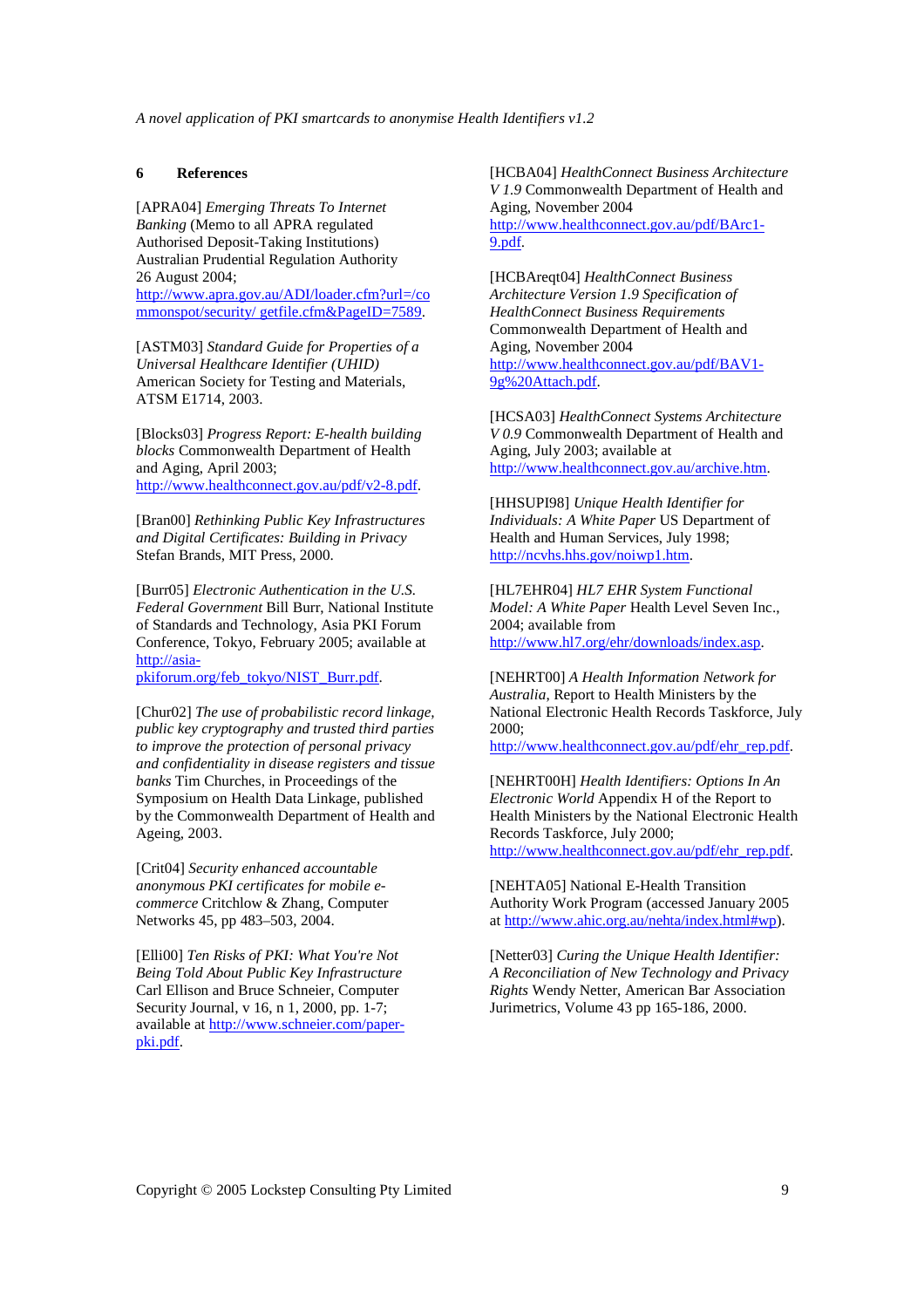## 6 References

[APRA04] *Emerging Threats To Internet Banking* (Memo to all APRA regulated Authorised Deposit-Taking Institutions) Australian Prudential Regulation Authority 26 August 2004; http://www.apra.gov.au/ADI/loader.cfm?url=/commonspot/security/ getfile.cfm&PageID=7589.

[ASTM03] *Standard Guide for Properties of a Universal Healthcare Identifier (UHID)* American Society for Testing and Materials, ATSM E1714, 2003.

[Blocks03] *Progress Report: E-health building blocks* Commonwealth Department of Health and Aging, April 2003; http://www.healthconnect.gov.au/pdf/v2-8.pdf.

[Bran00] *Rethinking Public Key Infrastructures and Digital Certificates: Building in Privacy* Stefan Brands, MIT Press, 2000.

[Burr05] *Electronic Authentication in the U.S. Federal Government* Bill Burr, National Institute of Standards and Technology, Asia PKI Forum Conference, Tokyo, February 2005; available at http://asia-pkiforum.org/feb_tokyo/NIST_Burr.pdf.

[Chur02] *The use of probabilistic record linkage, public key cryptography and trusted third parties to improve the protection of personal privacy and confidentiality in disease registers and tissue banks* Tim Churches, in Proceedings of the Symposium on Health Data Linkage, published by the Commonwealth Department of Health and Ageing, 2003.

[Crit04] *Security enhanced accountable anonymous PKI certificates for mobile e-commerce* Critchlow & Zhang, Computer Networks 45, pp 483–503, 2004.

[Elli00] *Ten Risks of PKI: What You're Not Being Told About Public Key Infrastructure* Carl Ellison and Bruce Schneier, Computer Security Journal, v 16, n 1, 2000, pp. 1-7; available at http://www.schneier.com/paper-pki.pdf.

[HCBA04] *HealthConnect Business Architecture V 1.9* Commonwealth Department of Health and Aging, November 2004 http://www.healthconnect.gov.au/pdf/BArc1-9.pdf.

[HCBAreqt04] *HealthConnect Business Architecture Version 1.9 Specification of HealthConnect Business Requirements* Commonwealth Department of Health and Aging, November 2004 http://www.healthconnect.gov.au/pdf/BAV1-9g%20Attach.pdf.

[HCSA03] *HealthConnect Systems Architecture V 0.9* Commonwealth Department of Health and Aging, July 2003; available at http://www.healthconnect.gov.au/archive.htm.

[HHSUPI98] *Unique Health Identifier for Individuals: A White Paper* US Department of Health and Human Services, July 1998; http://ncvhs.hhs.gov/noiwp1.htm.

[HL7EHR04] *HL7 EHR System Functional Model: A White Paper* Health Level Seven Inc., 2004; available from http://www.hl7.org/ehr/downloads/index.asp.

[NEHRT00] *A Health Information Network for Australia*, Report to Health Ministers by the National Electronic Health Records Taskforce, July 2000; http://www.healthconnect.gov.au/pdf/ehr_rep.pdf.

[NEHRT00H] *Health Identifiers: Options In An Electronic World* Appendix H of the Report to Health Ministers by the National Electronic Health Records Taskforce, July 2000; http://www.healthconnect.gov.au/pdf/ehr_rep.pdf.

[NEHTA05] National E-Health Transition Authority Work Program (accessed January 2005 at http://www.ahic.org.au/nehta/index.html#wp).

[Netter03] *Curing the Unique Health Identifier: A Reconciliation of New Technology and Privacy Rights* Wendy Netter, American Bar Association Jurimetrics, Volume 43 pp 165-186, 2000.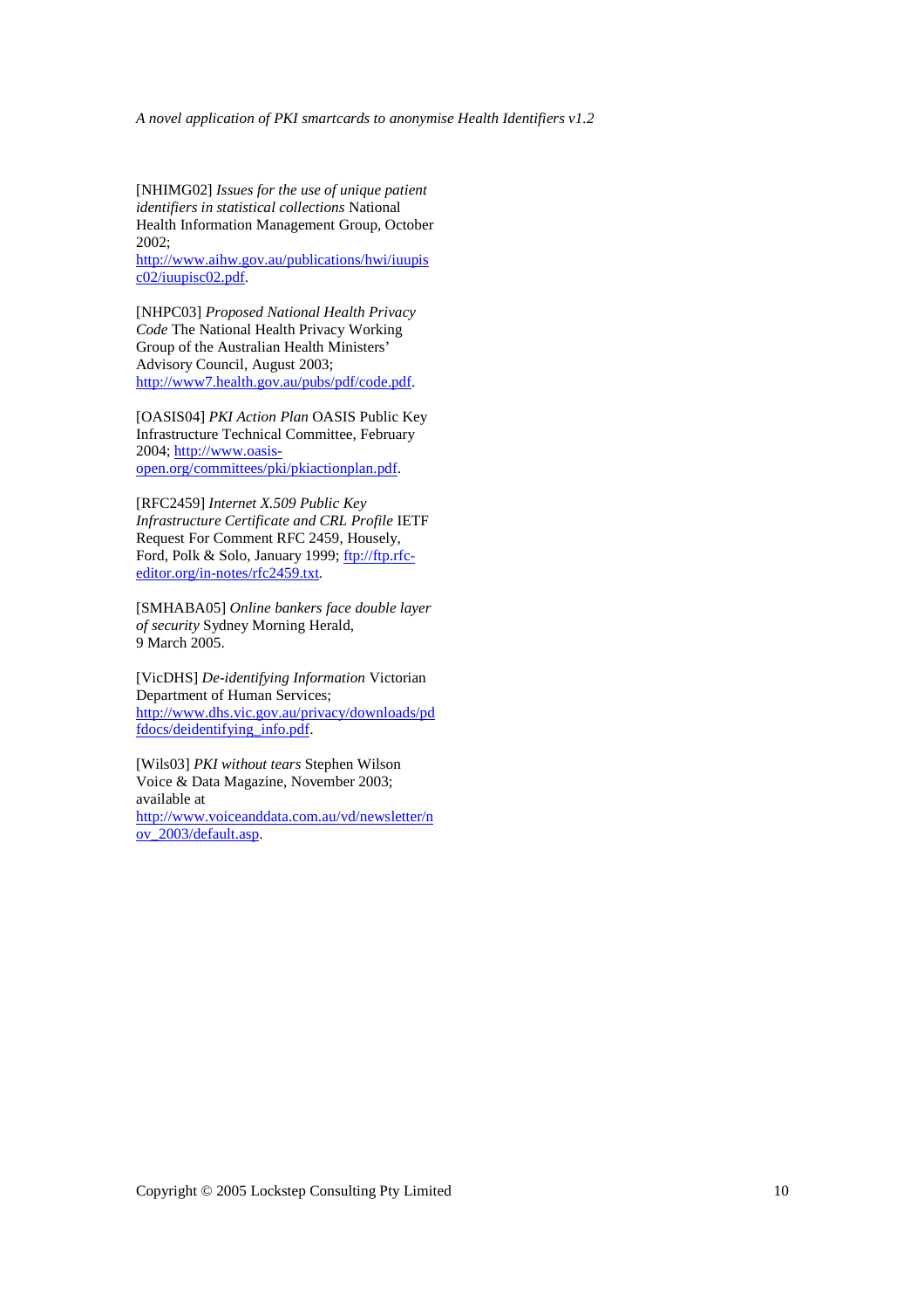[NHIMG02] *Issues for the use of unique patient identifiers in statistical collections* National Health Information Management Group, October 2002; http://www.aihw.gov.au/publications/hwi/iuupisc02/iuupisc02.pdf.

[NHPC03] *Proposed National Health Privacy Code* The National Health Privacy Working Group of the Australian Health Ministers' Advisory Council, August 2003; http://www7.health.gov.au/pubs/pdf/code.pdf.

[OASIS04] *PKI Action Plan* OASIS Public Key Infrastructure Technical Committee, February 2004; http://www.oasis-open.org/committees/pki/pkiactionplan.pdf.

[RFC2459] *Internet X.509 Public Key Infrastructure Certificate and CRL Profile* IETF Request For Comment RFC 2459, Housely, Ford, Polk & Solo, January 1999; ftp://ftp.rfc-editor.org/in-notes/rfc2459.txt.

[SMHABA05] *Online bankers face double layer of security* Sydney Morning Herald, 9 March 2005.

[VicDHS] *De-identifying Information* Victorian Department of Human Services; http://www.dhs.vic.gov.au/privacy/downloads/pdfdocs/deidentifying_info.pdf.

[Wils03] *PKI without tears* Stephen Wilson Voice & Data Magazine, November 2003; available at http://www.voiceanddata.com.au/vd/newsletter/nov_2003/default.asp.